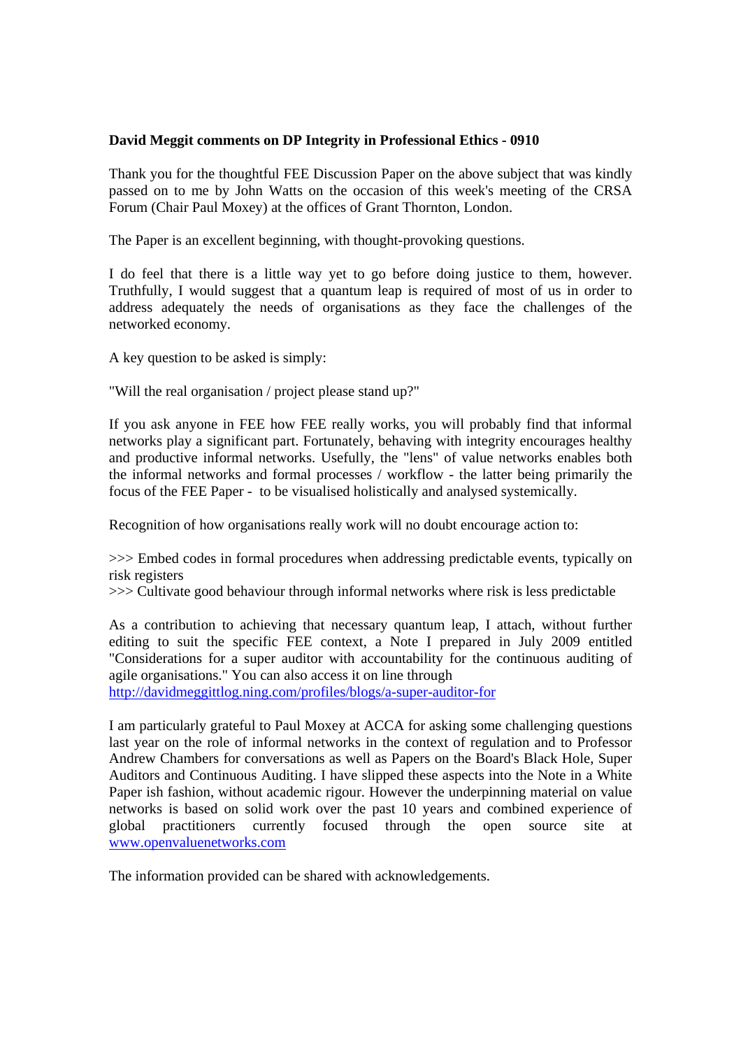**David Meggit comments on DP Integrity in Professional Ethics - 0910**

Thank you for the thoughtful FEE Discussion Paper on the above subject that was kindly passed on to me by John Watts on the occasion of this week's meeting of the CRSA Forum (Chair Paul Moxey) at the offices of Grant Thornton, London.

The Paper is an excellent beginning, with thought-provoking questions.

I do feel that there is a little way yet to go before doing justice to them, however. Truthfully, I would suggest that a quantum leap is required of most of us in order to address adequately the needs of organisations as they face the challenges of the networked economy.

A key question to be asked is simply:

"Will the real organisation / project please stand up?"

If you ask anyone in FEE how FEE really works, you will probably find that informal networks play a significant part. Fortunately, behaving with integrity encourages healthy and productive informal networks. Usefully, the "lens" of value networks enables both the informal networks and formal processes / workflow - the latter being primarily the focus of the FEE Paper - to be visualised holistically and analysed systemically.

Recognition of how organisations really work will no doubt encourage action to:

>>> Embed codes in formal procedures when addressing predictable events, typically on risk registers
>>> Cultivate good behaviour through informal networks where risk is less predictable

As a contribution to achieving that necessary quantum leap, I attach, without further editing to suit the specific FEE context, a Note I prepared in July 2009 entitled "Considerations for a super auditor with accountability for the continuous auditing of agile organisations." You can also access it on line through
[http://davidmeggittlog.ning.com/profiles/blogs/a-super-auditor-for](http://davidmeggittlog.ning.com/profiles/blogs/a-super-auditor-for)

I am particularly grateful to Paul Moxey at ACCA for asking some challenging questions last year on the role of informal networks in the context of regulation and to Professor Andrew Chambers for conversations as well as Papers on the Board's Black Hole, Super Auditors and Continuous Auditing. I have slipped these aspects into the Note in a White Paper ish fashion, without academic rigour. However the underpinning material on value networks is based on solid work over the past 10 years and combined experience of global practitioners currently focused through the open source site at [www.openvaluenetworks.com](http://www.openvaluenetworks.com)

The information provided can be shared with acknowledgements.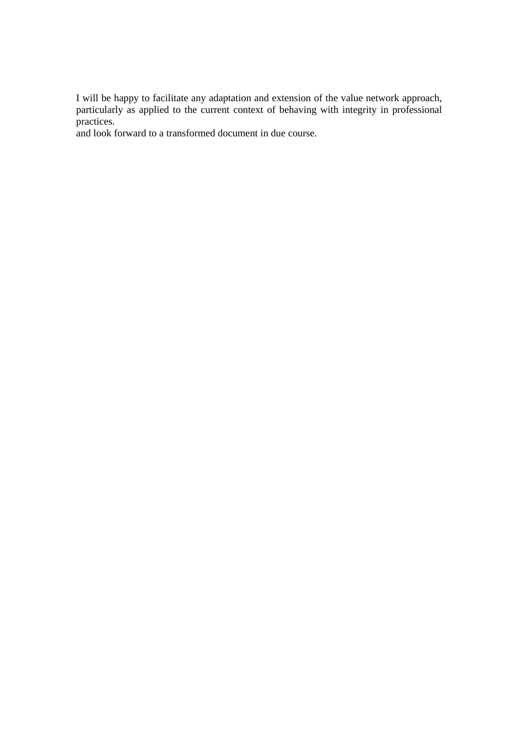I will be happy to facilitate any adaptation and extension of the value network approach, particularly as applied to the current context of behaving with integrity in professional practices.
and look forward to a transformed document in due course.